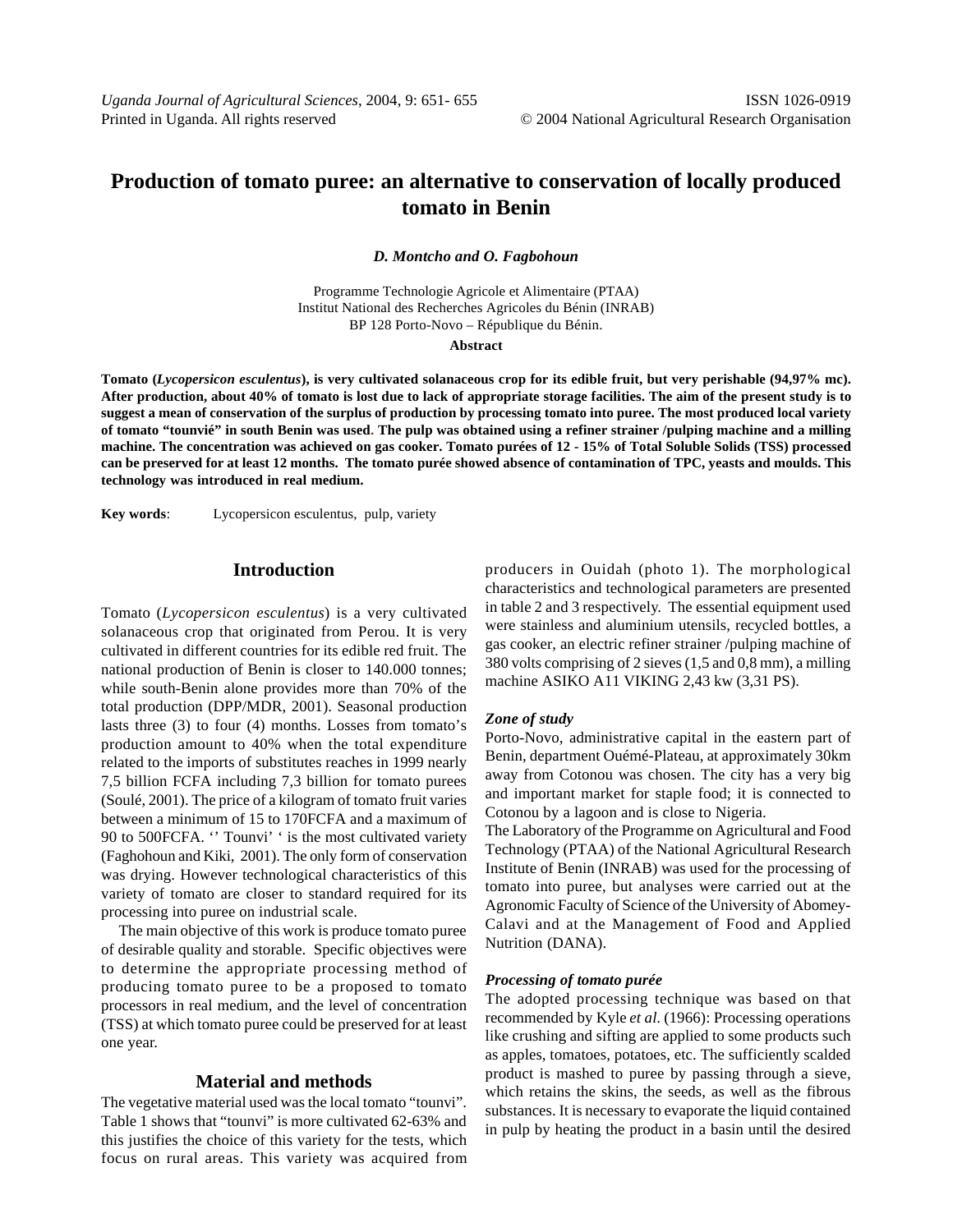# Production of tomato puree: an alternative to conservation of locally produced tomato in Benin

***D. Montcho and O. Fagbohoun***

Programme Technologie Agricole et Alimentaire (PTAA)
Institut National des Recherches Agricoles du Bénin (INRAB)
BP 128 Porto-Novo – République du Bénin.

**Abstract**

**Tomato (*Lycopersicon esculentus*), is very cultivated solanaceous crop for its edible fruit, but very perishable (94,97% mc). After production, about 40% of tomato is lost due to lack of appropriate storage facilities. The aim of the present study is to suggest a mean of conservation of the surplus of production by processing tomato into puree. The most produced local variety of tomato "tounvié" in south Benin was used. The pulp was obtained using a refiner strainer /pulping machine and a milling machine. The concentration was achieved on gas cooker. Tomato purées of 12 - 15% of Total Soluble Solids (TSS) processed can be preserved for at least 12 months. The tomato purée showed absence of contamination of TPC, yeasts and moulds. This technology was introduced in real medium.**

**Key words**: Lycopersicon esculentus, pulp, variety

## Introduction

Tomato (*Lycopersicon esculentus*) is a very cultivated solanaceous crop that originated from Perou. It is very cultivated in different countries for its edible red fruit. The national production of Benin is closer to 140.000 tonnes; while south-Benin alone provides more than 70% of the total production (DPP/MDR, 2001). Seasonal production lasts three (3) to four (4) months. Losses from tomato's production amount to 40% when the total expenditure related to the imports of substitutes reaches in 1999 nearly 7,5 billion FCFA including 7,3 billion for tomato purees (Soulé, 2001). The price of a kilogram of tomato fruit varies between a minimum of 15 to 170FCFA and a maximum of 90 to 500FCFA. '' Tounvi' ' is the most cultivated variety (Faghohoun and Kiki, 2001). The only form of conservation was drying. However technological characteristics of this variety of tomato are closer to standard required for its processing into puree on industrial scale.

The main objective of this work is produce tomato puree of desirable quality and storable. Specific objectives were to determine the appropriate processing method of producing tomato puree to be a proposed to tomato processors in real medium, and the level of concentration (TSS) at which tomato puree could be preserved for at least one year.

## Material and methods

The vegetative material used was the local tomato "tounvi". Table 1 shows that "tounvi" is more cultivated 62-63% and this justifies the choice of this variety for the tests, which focus on rural areas. This variety was acquired from producers in Ouidah (photo 1). The morphological characteristics and technological parameters are presented in table 2 and 3 respectively. The essential equipment used were stainless and aluminium utensils, recycled bottles, a gas cooker, an electric refiner strainer /pulping machine of 380 volts comprising of 2 sieves (1,5 and 0,8 mm), a milling machine ASIKO A11 VIKING 2,43 kw (3,31 PS).

### *Zone of study*

Porto-Novo, administrative capital in the eastern part of Benin, department Ouémé-Plateau, at approximately 30km away from Cotonou was chosen. The city has a very big and important market for staple food; it is connected to Cotonou by a lagoon and is close to Nigeria.

The Laboratory of the Programme on Agricultural and Food Technology (PTAA) of the National Agricultural Research Institute of Benin (INRAB) was used for the processing of tomato into puree, but analyses were carried out at the Agronomic Faculty of Science of the University of Abomey-Calavi and at the Management of Food and Applied Nutrition (DANA).

### *Processing of tomato purée*

The adopted processing technique was based on that recommended by Kyle *et al.* (1966): Processing operations like crushing and sifting are applied to some products such as apples, tomatoes, potatoes, etc. The sufficiently scalded product is mashed to puree by passing through a sieve, which retains the skins, the seeds, as well as the fibrous substances. It is necessary to evaporate the liquid contained in pulp by heating the product in a basin until the desired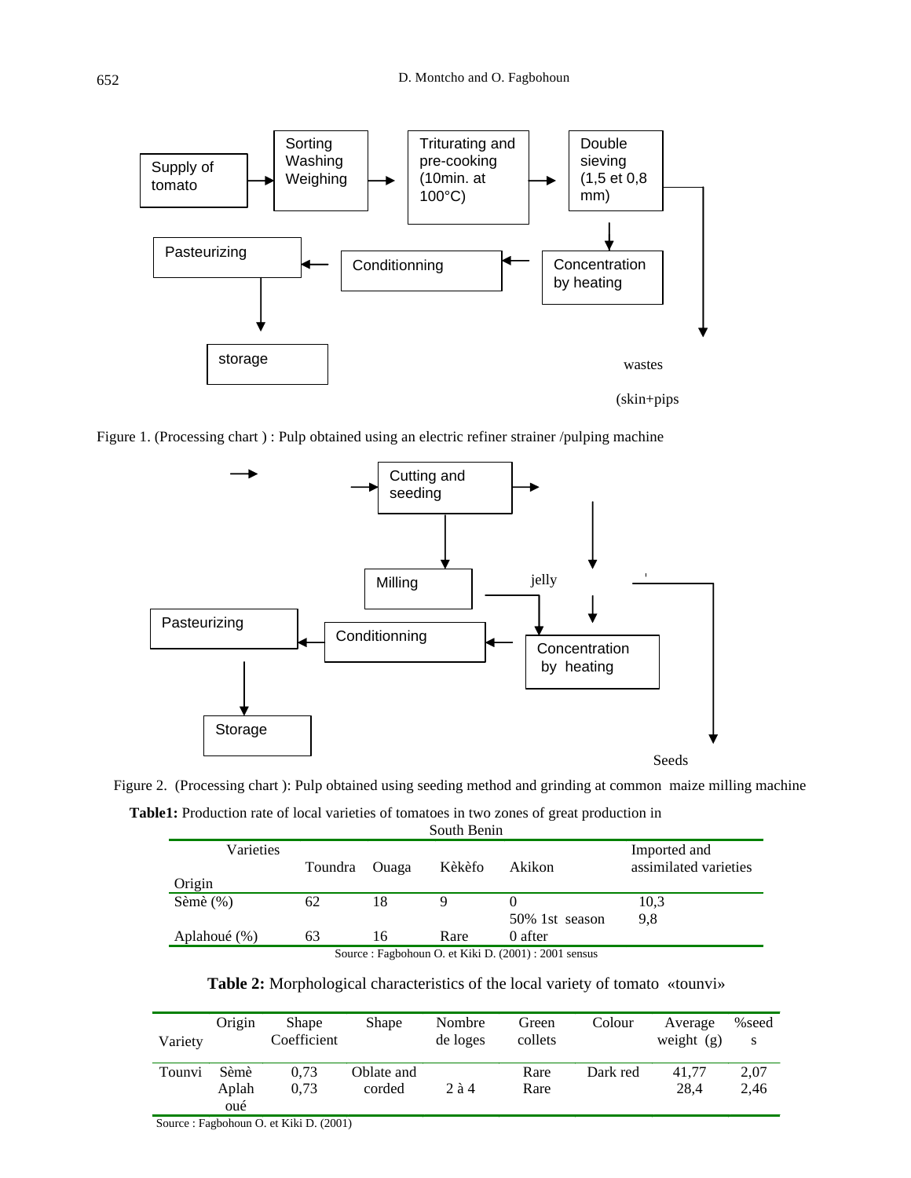Supply of tomato → Sorting Washing Weighing → Triturating and pre-cooking (10min. at 100°C) → Double sieving (1,5 et 0,8 mm) → Concentration by heating → Conditionning → Pasteurizing → storage

wastes

(skin+pips

Figure 1. (Processing chart ) : Pulp obtained using an electric refiner strainer /pulping machine

Cutting and seeding → Milling → Concentration by heating → Conditionning → Pasteurizing → Storage

jelly

Seeds

Figure 2. (Processing chart ): Pulp obtained using seeding method and grinding at common maize milling machine

**Table1:** Production rate of local varieties of tomatoes in two zones of great production in South Benin

| Varieties / Origin | Toundra | Ouaga | Kèkèfo | Akikon | Imported and assimilated varieties |
|---|---|---|---|---|---|
| Sèmè (%) | 62 | 18 | 9 | 0 | 10,3 |
| | | | | 50% 1st season | 9,8 |
| Aplahoué (%) | 63 | 16 | Rare | 0 after | |

Source : Fagbohoun O. et Kiki D. (2001) : 2001 sensus

**Table 2:** Morphological characteristics of the local variety of tomato «tounvi»

| Variety | Origin | Shape Coefficient | Shape | Nombre de loges | Green collets | Colour | Average weight (g) | %seeds |
|---|---|---|---|---|---|---|---|---|
| Tounvi | Sèmè | 0,73 | Oblate and corded | 2 à 4 | Rare | Dark red | 41,77 | 2,07 |
| | Aplahoué | 0,73 | | | Rare | | 28,4 | 2,46 |

Source : Fagbohoun O. et Kiki D. (2001)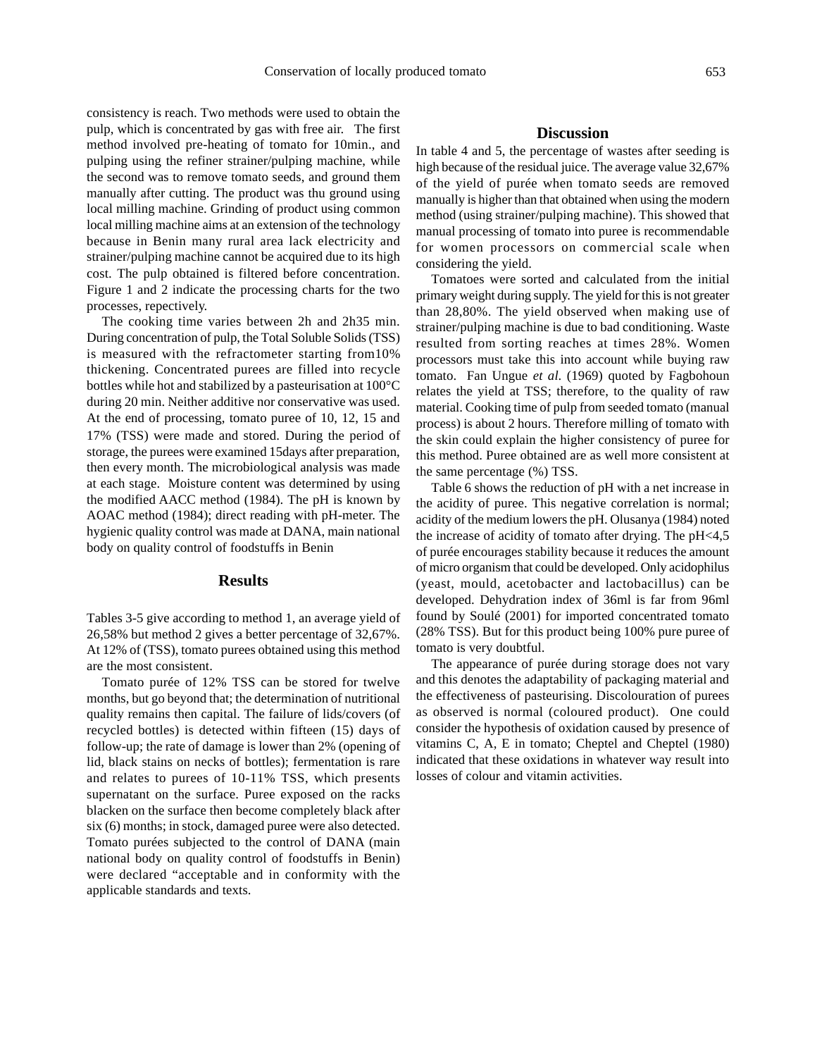consistency is reach. Two methods were used to obtain the pulp, which is concentrated by gas with free air. The first method involved pre-heating of tomato for 10min., and pulping using the refiner strainer/pulping machine, while the second was to remove tomato seeds, and ground them manually after cutting. The product was thu ground using local milling machine. Grinding of product using common local milling machine aims at an extension of the technology because in Benin many rural area lack electricity and strainer/pulping machine cannot be acquired due to its high cost. The pulp obtained is filtered before concentration. Figure 1 and 2 indicate the processing charts for the two processes, repectively.

The cooking time varies between 2h and 2h35 min. During concentration of pulp, the Total Soluble Solids (TSS) is measured with the refractometer starting from10% thickening. Concentrated purees are filled into recycle bottles while hot and stabilized by a pasteurisation at 100°C during 20 min. Neither additive nor conservative was used. At the end of processing, tomato puree of 10, 12, 15 and 17% (TSS) were made and stored. During the period of storage, the purees were examined 15days after preparation, then every month. The microbiological analysis was made at each stage. Moisture content was determined by using the modified AACC method (1984). The pH is known by AOAC method (1984); direct reading with pH-meter. The hygienic quality control was made at DANA, main national body on quality control of foodstuffs in Benin

## Results

Tables 3-5 give according to method 1, an average yield of 26,58% but method 2 gives a better percentage of 32,67%. At 12% of (TSS), tomato purees obtained using this method are the most consistent.

Tomato purée of 12% TSS can be stored for twelve months, but go beyond that; the determination of nutritional quality remains then capital. The failure of lids/covers (of recycled bottles) is detected within fifteen (15) days of follow-up; the rate of damage is lower than 2% (opening of lid, black stains on necks of bottles); fermentation is rare and relates to purees of 10-11% TSS, which presents supernatant on the surface. Puree exposed on the racks blacken on the surface then become completely black after six (6) months; in stock, damaged puree were also detected. Tomato purées subjected to the control of DANA (main national body on quality control of foodstuffs in Benin) were declared "acceptable and in conformity with the applicable standards and texts.

## Discussion

In table 4 and 5, the percentage of wastes after seeding is high because of the residual juice. The average value 32,67% of the yield of purée when tomato seeds are removed manually is higher than that obtained when using the modern method (using strainer/pulping machine). This showed that manual processing of tomato into puree is recommendable for women processors on commercial scale when considering the yield.

Tomatoes were sorted and calculated from the initial primary weight during supply. The yield for this is not greater than 28,80%. The yield observed when making use of strainer/pulping machine is due to bad conditioning. Waste resulted from sorting reaches at times 28%. Women processors must take this into account while buying raw tomato. Fan Ungue *et al.* (1969) quoted by Fagbohoun relates the yield at TSS; therefore, to the quality of raw material. Cooking time of pulp from seeded tomato (manual process) is about 2 hours. Therefore milling of tomato with the skin could explain the higher consistency of puree for this method. Puree obtained are as well more consistent at the same percentage (%) TSS.

Table 6 shows the reduction of pH with a net increase in the acidity of puree. This negative correlation is normal; acidity of the medium lowers the pH. Olusanya (1984) noted the increase of acidity of tomato after drying. The pH<4,5 of purée encourages stability because it reduces the amount of micro organism that could be developed. Only acidophilus (yeast, mould, acetobacter and lactobacillus) can be developed. Dehydration index of 36ml is far from 96ml found by Soulé (2001) for imported concentrated tomato (28% TSS). But for this product being 100% pure puree of tomato is very doubtful.

The appearance of purée during storage does not vary and this denotes the adaptability of packaging material and the effectiveness of pasteurising. Discolouration of purees as observed is normal (coloured product). One could consider the hypothesis of oxidation caused by presence of vitamins C, A, E in tomato; Cheptel and Cheptel (1980) indicated that these oxidations in whatever way result into losses of colour and vitamin activities.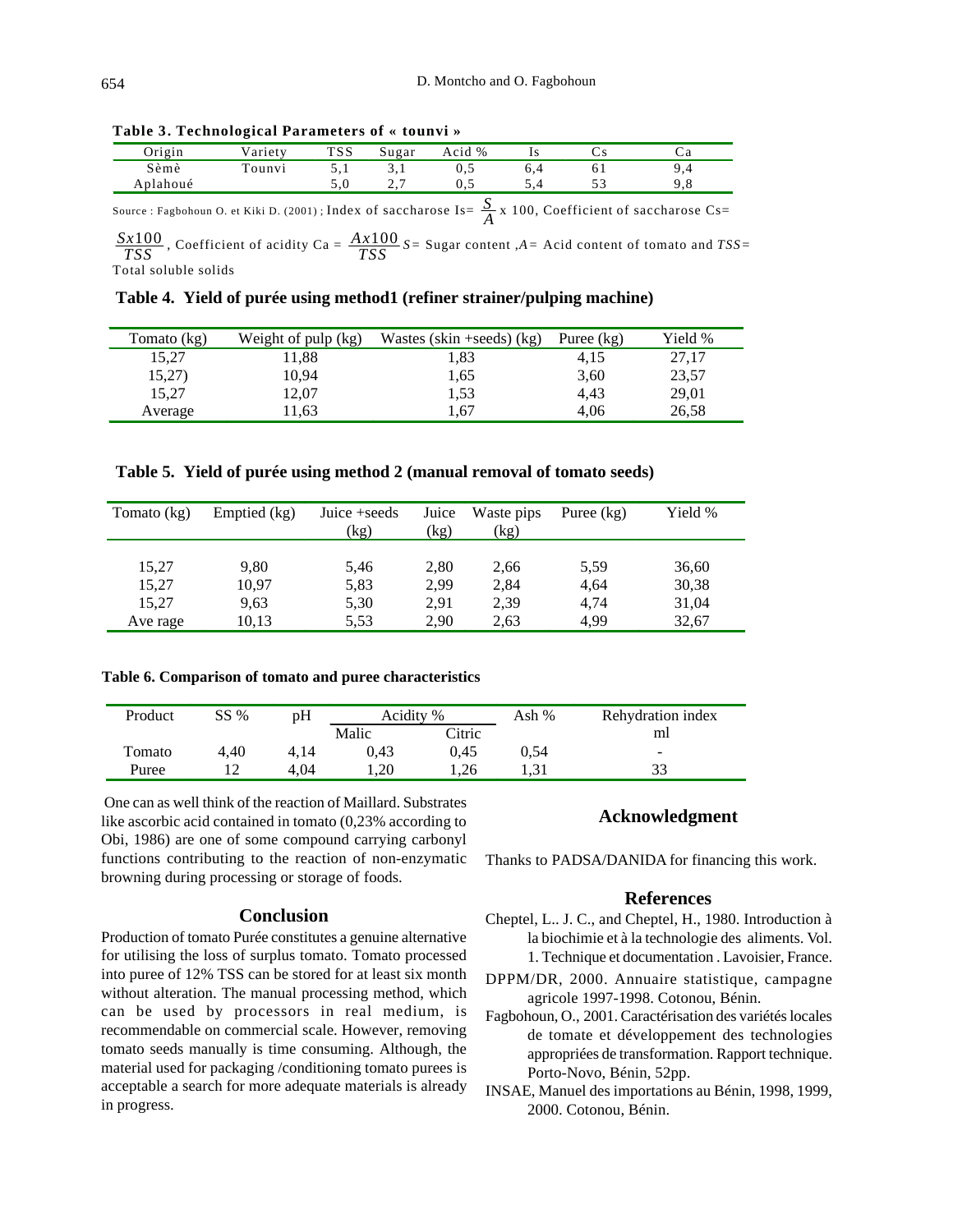**Table 3. Technological Parameters of « tounvi »**

| Origin | Variety | TSS | Sugar | Acid % | Is | Cs | Ca |
|---|---|---|---|---|---|---|---|
| Sèmè | Tounvi | 5,1 | 3,1 | 0,5 | 6,4 | 61 | 9,4 |
| Aplahoué | | 5,0 | 2,7 | 0,5 | 5,4 | 53 | 9,8 |

Source : Fagbohoun O. et Kiki D. (2001) ; Index of saccharose Is= $\frac{S}{A}$ x 100, Coefficient of saccharose Cs= $\frac{Sx100}{TSS}$, Coefficient of acidity Ca = $\frac{Ax100}{TSS}$ $S$= Sugar content ,$A$= Acid content of tomato and $TSS$= Total soluble solids

**Table 4. Yield of purée using method1 (refiner strainer/pulping machine)**

| Tomato (kg) | Weight of pulp (kg) | Wastes (skin +seeds) (kg) | Puree (kg) | Yield % |
|---|---|---|---|---|
| 15,27 | 11,88 | 1,83 | 4,15 | 27,17 |
| 15,27) | 10,94 | 1,65 | 3,60 | 23,57 |
| 15,27 | 12,07 | 1,53 | 4,43 | 29,01 |
| Average | 11,63 | 1,67 | 4,06 | 26,58 |

**Table 5. Yield of purée using method 2 (manual removal of tomato seeds)**

| Tomato (kg) | Emptied (kg) | Juice +seeds (kg) | Juice (kg) | Waste pips (kg) | Puree (kg) | Yield % |
|---|---|---|---|---|---|---|
| 15,27 | 9,80 | 5,46 | 2,80 | 2,66 | 5,59 | 36,60 |
| 15,27 | 10,97 | 5,83 | 2,99 | 2,84 | 4,64 | 30,38 |
| 15,27 | 9,63 | 5,30 | 2,91 | 2,39 | 4,74 | 31,04 |
| Ave rage | 10,13 | 5,53 | 2,90 | 2,63 | 4,99 | 32,67 |

**Table 6. Comparison of tomato and puree characteristics**

| Product | SS % | pH | Acidity % | | Ash % | Rehydration index ml |
|---|---|---|---|---|---|---|
| | | | Malic | Citric | | |
| Tomato | 4,40 | 4,14 | 0,43 | 0,45 | 0,54 | - |
| Puree | 12 | 4,04 | 1,20 | 1,26 | 1,31 | 33 |

One can as well think of the reaction of Maillard. Substrates like ascorbic acid contained in tomato (0,23% according to Obi, 1986) are one of some compound carrying carbonyl functions contributing to the reaction of non-enzymatic browning during processing or storage of foods.

## Conclusion

Production of tomato Purée constitutes a genuine alternative for utilising the loss of surplus tomato. Tomato processed into puree of 12% TSS can be stored for at least six month without alteration. The manual processing method, which can be used by processors in real medium, is recommendable on commercial scale. However, removing tomato seeds manually is time consuming. Although, the material used for packaging /conditioning tomato purees is acceptable a search for more adequate materials is already in progress.

## Acknowledgment

Thanks to PADSA/DANIDA for financing this work.

## References

Cheptel, L.. J. C., and Cheptel, H., 1980. Introduction à la biochimie et à la technologie des aliments. Vol. 1. Technique et documentation . Lavoisier, France.

DPPM/DR, 2000. Annuaire statistique, campagne agricole 1997-1998. Cotonou, Bénin.

Fagbohoun, O., 2001. Caractérisation des variétés locales de tomate et développement des technologies appropriées de transformation. Rapport technique. Porto-Novo, Bénin, 52pp.

INSAE, Manuel des importations au Bénin, 1998, 1999, 2000. Cotonou, Bénin.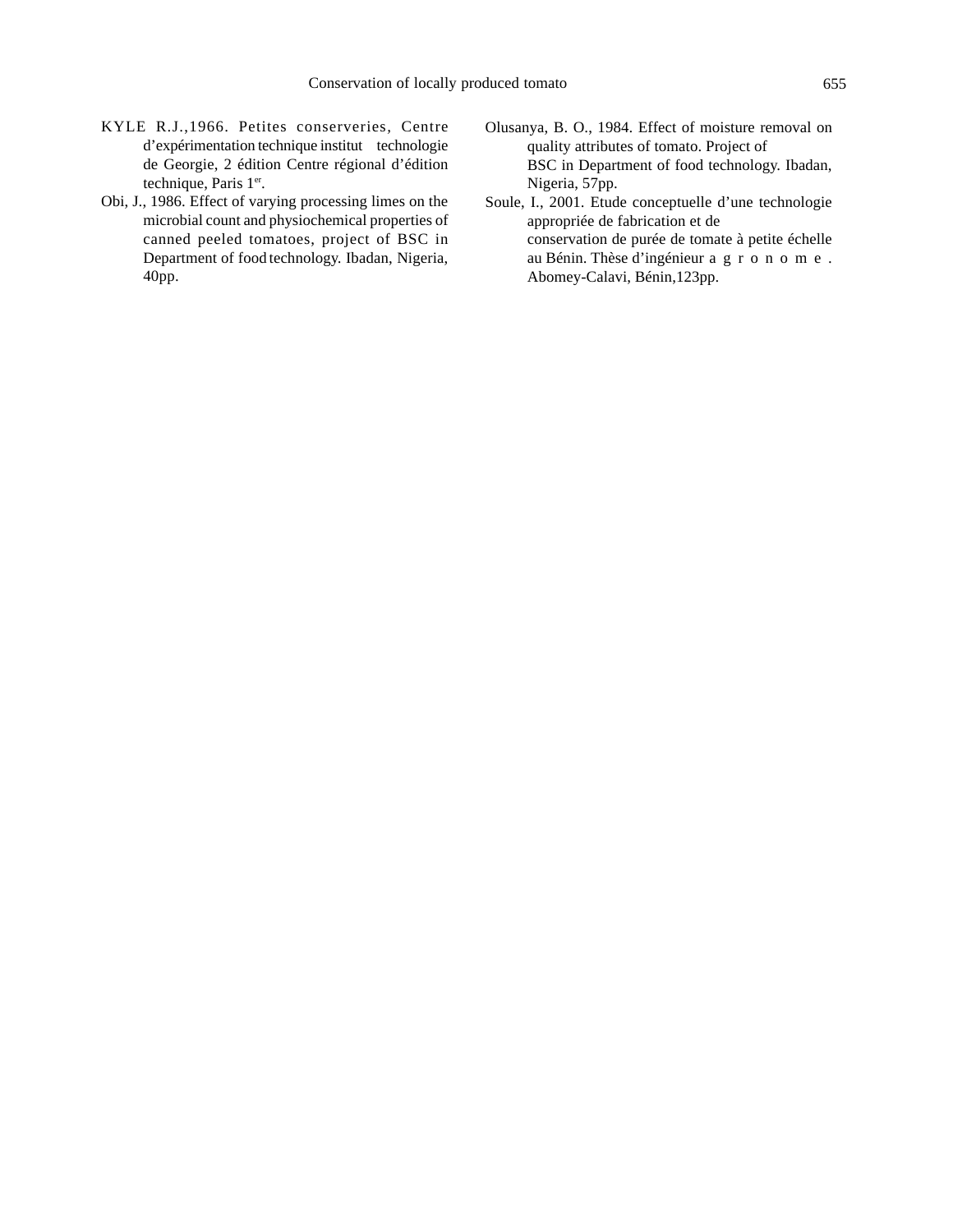KYLE R.J.,1966. Petites conserveries, Centre d'expérimentation technique institut technologie de Georgie, 2 édition Centre régional d'édition technique, Paris 1er.

Obi, J., 1986. Effect of varying processing limes on the microbial count and physiochemical properties of canned peeled tomatoes, project of BSC in Department of food technology. Ibadan, Nigeria, 40pp.

Olusanya, B. O., 1984. Effect of moisture removal on quality attributes of tomato. Project of BSC in Department of food technology. Ibadan, Nigeria, 57pp.

Soule, I., 2001. Etude conceptuelle d'une technologie appropriée de fabrication et de conservation de purée de tomate à petite échelle au Bénin. Thèse d'ingénieur agronome. Abomey-Calavi, Bénin,123pp.